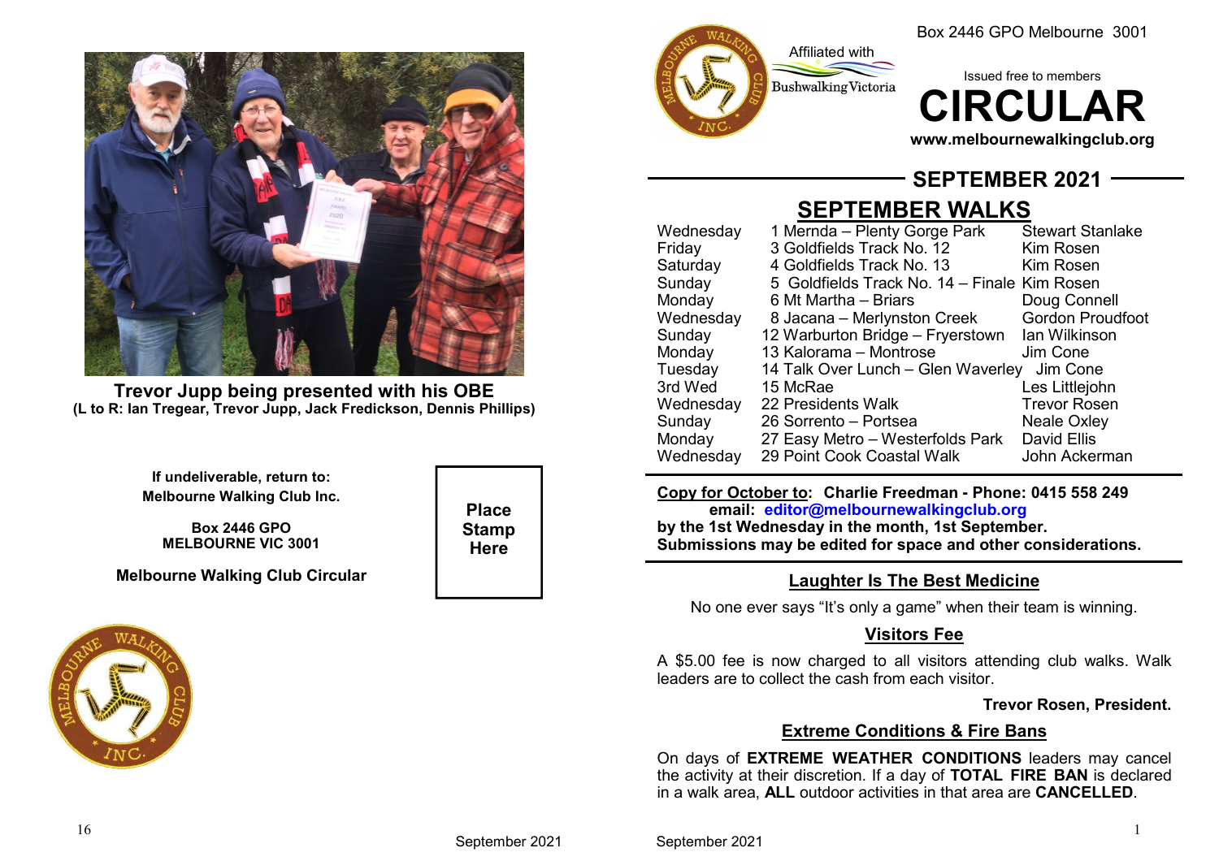Trevor Jupp being presented with his OBE
(L to R: Ian Tregear, Trevor Jupp, Jack Fredickson, Dennis Phillips)

If undeliverable, return to:
Melbourne Walking Club Inc.

Box 2446 GPO
MELBOURNE VIC 3001

Melbourne Walking Club Circular

Place Stamp Here

Affiliated with Bushwalking Victoria

Box 2446 GPO Melbourne 3001

Issued free to members

# CIRCULAR

www.melbournewalkingclub.org

## SEPTEMBER 2021

## SEPTEMBER WALKS

| Day | Date / Walk | Leader |
|---|---|---|
| Wednesday | 1 Mernda – Plenty Gorge Park | Stewart Stanlake |
| Friday | 3 Goldfields Track No. 12 | Kim Rosen |
| Saturday | 4 Goldfields Track No. 13 | Kim Rosen |
| Sunday | 5 Goldfields Track No. 14 – Finale | Kim Rosen |
| Monday | 6 Mt Martha – Briars | Doug Connell |
| Wednesday | 8 Jacana – Merlynston Creek | Gordon Proudfoot |
| Sunday | 12 Warburton Bridge – Fryerstown | Ian Wilkinson |
| Monday | 13 Kalorama – Montrose | Jim Cone |
| Tuesday | 14 Talk Over Lunch – Glen Waverley | Jim Cone |
| 3rd Wed | 15 McRae | Les Littlejohn |
| Wednesday | 22 Presidents Walk | Trevor Rosen |
| Sunday | 26 Sorrento – Portsea | Neale Oxley |
| Monday | 27 Easy Metro – Westerfolds Park | David Ellis |
| Wednesday | 29 Point Cook Coastal Walk | John Ackerman |

**Copy for October to: Charlie Freedman - Phone: 0415 558 249**
**email: editor@melbournewalkingclub.org**
**by the 1st Wednesday in the month, 1st September.**
**Submissions may be edited for space and other considerations.**

### Laughter Is The Best Medicine

No one ever says "It's only a game" when their team is winning.

### Visitors Fee

A $5.00 fee is now charged to all visitors attending club walks. Walk leaders are to collect the cash from each visitor.

**Trevor Rosen, President.**

### Extreme Conditions & Fire Bans

On days of **EXTREME WEATHER CONDITIONS** leaders may cancel the activity at their discretion. If a day of **TOTAL FIRE BAN** is declared in a walk area, **ALL** outdoor activities in that area are **CANCELLED**.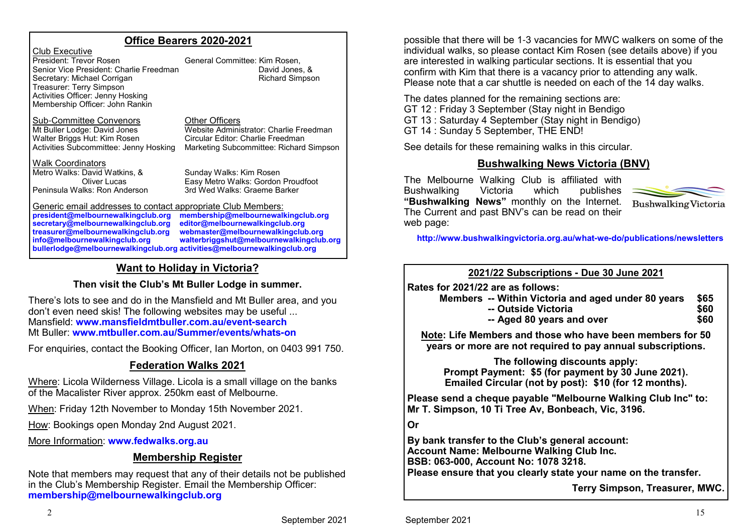## Office Bearers 2020-2021

Club Executive

President: Trevor Rosen
Senior Vice President: Charlie Freedman
Secretary: Michael Corrigan
Treasurer: Terry Simpson
Activities Officer: Jenny Hosking
Membership Officer: John Rankin

General Committee: Kim Rosen, David Jones, & Richard Simpson

Sub-Committee Convenors

Mt Buller Lodge: David Jones
Walter Briggs Hut: Kim Rosen
Activities Subcommittee: Jenny Hosking

Other Officers

Website Administrator: Charlie Freedman
Circular Editor: Charlie Freedman
Marketing Subcommittee: Richard Simpson

Walk Coordinators

Metro Walks: David Watkins, & Oliver Lucas
Peninsula Walks: Ron Anderson
Sunday Walks: Kim Rosen
Easy Metro Walks: Gordon Proudfoot
3rd Wed Walks: Graeme Barker

Generic email addresses to contact appropriate Club Members:

**president@melbournewalkingclub.org**
**secretary@melbournewalkingclub.org**
**treasurer@melbournewalkingclub.org**
**info@melbournewalkingclub.org**
**bullerlodge@melbournewalkingclub.org**
**membership@melbournewalkingclub.org**
**editor@melbournewalkingclub.org**
**webmaster@melbournewalkingclub.org**
**walterbriggshut@melbournewalkingclub.org**
**activities@melbournewalkingclub.org**

## Want to Holiday in Victoria?

**Then visit the Club's Mt Buller Lodge in summer.**

There's lots to see and do in the Mansfield and Mt Buller area, and you don't even need skis! The following websites may be useful ...
Mansfield: **www.mansfieldmtbuller.com.au/event-search**
Mt Buller: **www.mtbuller.com.au/Summer/events/whats-on**

For enquiries, contact the Booking Officer, Ian Morton, on 0403 991 750.

## Federation Walks 2021

Where: Licola Wilderness Village. Licola is a small village on the banks of the Macalister River approx. 250km east of Melbourne.

When: Friday 12th November to Monday 15th November 2021.

How: Bookings open Monday 2nd August 2021.

More Information: **www.fedwalks.org.au**

## Membership Register

Note that members may request that any of their details not be published in the Club's Membership Register. Email the Membership Officer: **membership@melbournewalkingclub.org**

possible that there will be 1-3 vacancies for MWC walkers on some of the individual walks, so please contact Kim Rosen (see details above) if you are interested in walking particular sections. It is essential that you confirm with Kim that there is a vacancy prior to attending any walk. Please note that a car shuttle is needed on each of the 14 day walks.

The dates planned for the remaining sections are:
GT 12 : Friday 3 September (Stay night in Bendigo
GT 13 : Saturday 4 September (Stay night in Bendigo)
GT 14 : Sunday 5 September, THE END!

See details for these remaining walks in this circular.

## Bushwalking News Victoria (BNV)

The Melbourne Walking Club is affiliated with Bushwalking Victoria which publishes **"Bushwalking News"** monthly on the Internet. The Current and past BNV's can be read on their web page:

**http://www.bushwalkingvictoria.org.au/what-we-do/publications/newsletters**

## 2021/22 Subscriptions - Due 30 June 2021

**Rates for 2021/22 are as follows:**

| | | |
|---|---|---|
| **Members** | **-- Within Victoria and aged under 80 years** | **$65** |
| | **-- Outside Victoria** | **$60** |
| | **-- Aged 80 years and over** | **$60** |

**Note: Life Members and those who have been members for 50 years or more are not required to pay annual subscriptions.**

**The following discounts apply:**
**Prompt Payment: $5 (for payment by 30 June 2021).**
**Emailed Circular (not by post): $10 (for 12 months).**

**Please send a cheque payable "Melbourne Walking Club Inc" to:**
**Mr T. Simpson, 10 Ti Tree Av, Bonbeach, Vic, 3196.**

**Or**

**By bank transfer to the Club's general account:**
**Account Name: Melbourne Walking Club Inc.**
**BSB: 063-000, Account No: 1078 3218.**
**Please ensure that you clearly state your name on the transfer.**

**Terry Simpson, Treasurer, MWC.**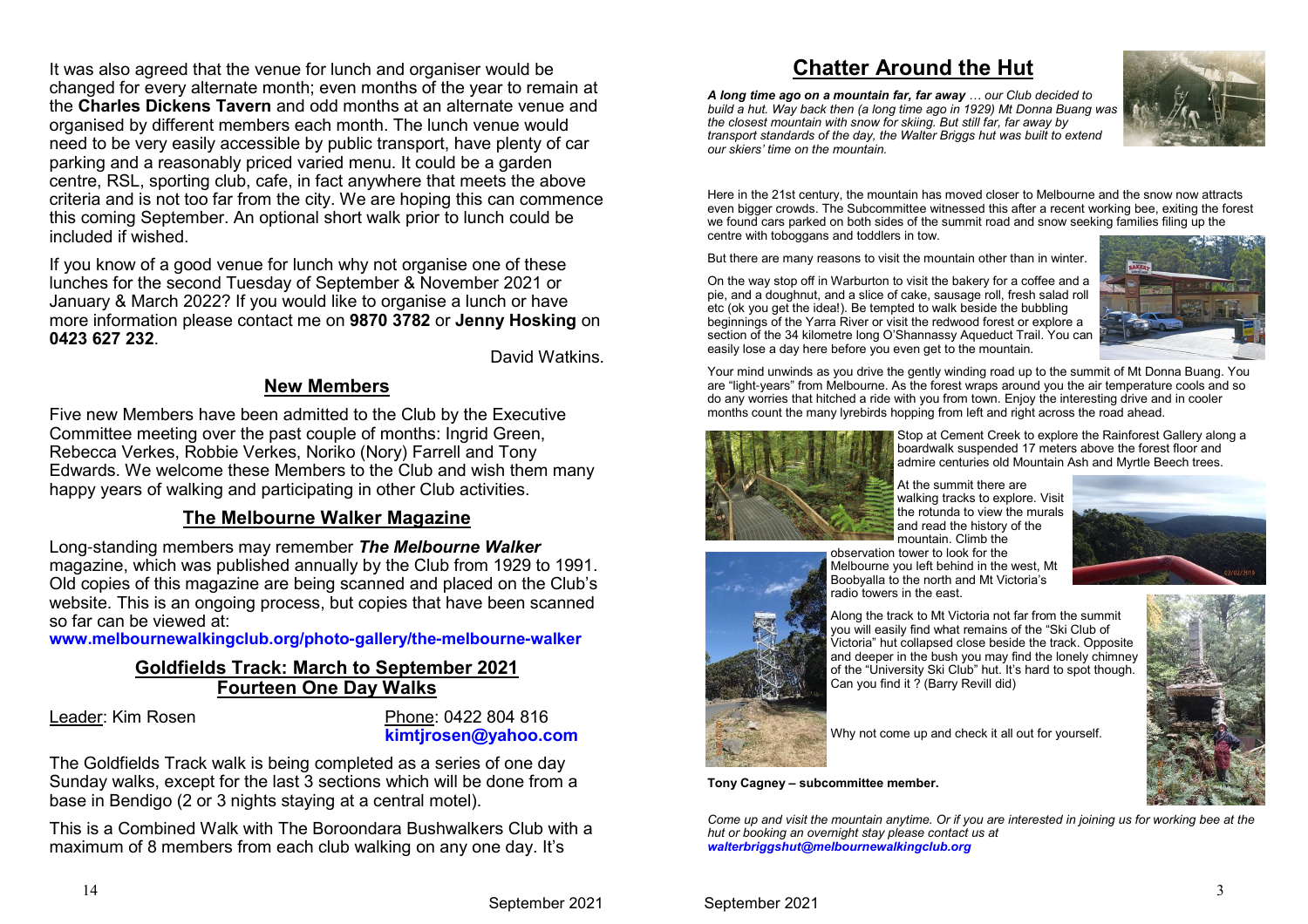It was also agreed that the venue for lunch and organiser would be changed for every alternate month; even months of the year to remain at the **Charles Dickens Tavern** and odd months at an alternate venue and organised by different members each month. The lunch venue would need to be very easily accessible by public transport, have plenty of car parking and a reasonably priced varied menu. It could be a garden centre, RSL, sporting club, cafe, in fact anywhere that meets the above criteria and is not too far from the city. We are hoping this can commence this coming September. An optional short walk prior to lunch could be included if wished.

If you know of a good venue for lunch why not organise one of these lunches for the second Tuesday of September & November 2021 or January & March 2022? If you would like to organise a lunch or have more information please contact me on **9870 3782** or **Jenny Hosking** on **0423 627 232**.

David Watkins.

## New Members

Five new Members have been admitted to the Club by the Executive Committee meeting over the past couple of months: Ingrid Green, Rebecca Verkes, Robbie Verkes, Noriko (Nory) Farrell and Tony Edwards. We welcome these Members to the Club and wish them many happy years of walking and participating in other Club activities.

## The Melbourne Walker Magazine

Long-standing members may remember ***The Melbourne Walker*** magazine, which was published annually by the Club from 1929 to 1991. Old copies of this magazine are being scanned and placed on the Club's website. This is an ongoing process, but copies that have been scanned so far can be viewed at:

**www.melbournewalkingclub.org/photo-gallery/the-melbourne-walker**

## Goldfields Track: March to September 2021
## Fourteen One Day Walks

Leader: Kim Rosen

Phone: 0422 804 816
**kimtjrosen@yahoo.com**

The Goldfields Track walk is being completed as a series of one day Sunday walks, except for the last 3 sections which will be done from a base in Bendigo (2 or 3 nights staying at a central motel).

This is a Combined Walk with The Boroondara Bushwalkers Club with a maximum of 8 members from each club walking on any one day. It's

# Chatter Around the Hut

***A long time ago on a mountain far, far away*** *… our Club decided to build a hut. Way back then (a long time ago in 1929) Mt Donna Buang was the closest mountain with snow for skiing. But still far, far away by transport standards of the day, the Walter Briggs hut was built to extend our skiers' time on the mountain.*

Here in the 21st century, the mountain has moved closer to Melbourne and the snow now attracts even bigger crowds. The Subcommittee witnessed this after a recent working bee, exiting the forest we found cars parked on both sides of the summit road and snow seeking families filing up the centre with toboggans and toddlers in tow.

But there are many reasons to visit the mountain other than in winter.

On the way stop off in Warburton to visit the bakery for a coffee and a pie, and a doughnut, and a slice of cake, sausage roll, fresh salad roll etc (ok you get the idea!). Be tempted to walk beside the bubbling beginnings of the Yarra River or visit the redwood forest or explore a section of the 34 kilometre long O'Shannassy Aqueduct Trail. You can easily lose a day here before you even get to the mountain.

Your mind unwinds as you drive the gently winding road up to the summit of Mt Donna Buang. You are "light-years" from Melbourne. As the forest wraps around you the air temperature cools and so do any worries that hitched a ride with you from town. Enjoy the interesting drive and in cooler months count the many lyrebirds hopping from left and right across the road ahead.

Stop at Cement Creek to explore the Rainforest Gallery along a boardwalk suspended 17 meters above the forest floor and admire centuries old Mountain Ash and Myrtle Beech trees.

At the summit there are walking tracks to explore. Visit the rotunda to view the murals and read the history of the mountain. Climb the observation tower to look for the Melbourne you left behind in the west, Mt Boobyalla to the north and Mt Victoria's radio towers in the east.

Along the track to Mt Victoria not far from the summit you will easily find what remains of the "Ski Club of Victoria" hut collapsed close beside the track. Opposite and deeper in the bush you may find the lonely chimney of the "University Ski Club" hut. It's hard to spot though. Can you find it ? (Barry Revill did)

Why not come up and check it all out for yourself.

**Tony Cagney – subcommittee member.**

*Come up and visit the mountain anytime. Or if you are interested in joining us for working bee at the hut or booking an overnight stay please contact us at* ***walterbriggshut@melbournewalkingclub.org***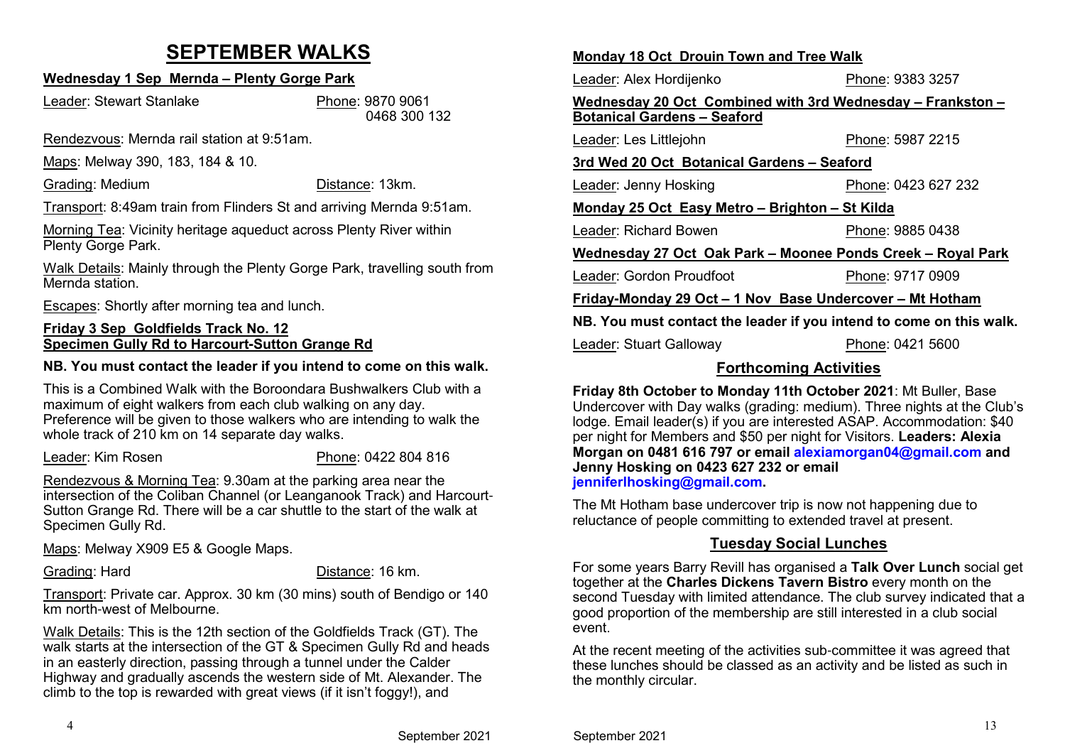# SEPTEMBER WALKS

**Wednesday 1 Sep Mernda – Plenty Gorge Park**

Leader: Stewart Stanlake    Phone: 9870 9061
0468 300 132

Rendezvous: Mernda rail station at 9:51am.

Maps: Melway 390, 183, 184 & 10.

Grading: Medium    Distance: 13km.

Transport: 8:49am train from Flinders St and arriving Mernda 9:51am.

Morning Tea: Vicinity heritage aqueduct across Plenty River within Plenty Gorge Park.

Walk Details: Mainly through the Plenty Gorge Park, travelling south from Mernda station.

Escapes: Shortly after morning tea and lunch.

**Friday 3 Sep Goldfields Track No. 12**
**Specimen Gully Rd to Harcourt-Sutton Grange Rd**

**NB. You must contact the leader if you intend to come on this walk.**

This is a Combined Walk with the Boroondara Bushwalkers Club with a maximum of eight walkers from each club walking on any day. Preference will be given to those walkers who are intending to walk the whole track of 210 km on 14 separate day walks.

Leader: Kim Rosen    Phone: 0422 804 816

Rendezvous & Morning Tea: 9.30am at the parking area near the intersection of the Coliban Channel (or Leanganook Track) and Harcourt-Sutton Grange Rd. There will be a car shuttle to the start of the walk at Specimen Gully Rd.

Maps: Melway X909 E5 & Google Maps.

Grading: Hard    Distance: 16 km.

Transport: Private car. Approx. 30 km (30 mins) south of Bendigo or 140 km north-west of Melbourne.

Walk Details: This is the 12th section of the Goldfields Track (GT). The walk starts at the intersection of the GT & Specimen Gully Rd and heads in an easterly direction, passing through a tunnel under the Calder Highway and gradually ascends the western side of Mt. Alexander. The climb to the top is rewarded with great views (if it isn't foggy!), and

**Monday 18 Oct Drouin Town and Tree Walk**

Leader: Alex Hordijenko    Phone: 9383 3257

**Wednesday 20 Oct Combined with 3rd Wednesday – Frankston – Botanical Gardens – Seaford**

Leader: Les Littlejohn    Phone: 5987 2215

**3rd Wed 20 Oct Botanical Gardens – Seaford**

Leader: Jenny Hosking    Phone: 0423 627 232

**Monday 25 Oct Easy Metro – Brighton – St Kilda**

Leader: Richard Bowen    Phone: 9885 0438

**Wednesday 27 Oct Oak Park – Moonee Ponds Creek – Royal Park**

Leader: Gordon Proudfoot    Phone: 9717 0909

**Friday-Monday 29 Oct – 1 Nov Base Undercover – Mt Hotham**

**NB. You must contact the leader if you intend to come on this walk.**

Leader: Stuart Galloway    Phone: 0421 5600

## Forthcoming Activities

**Friday 8th October to Monday 11th October 2021**: Mt Buller, Base Undercover with Day walks (grading: medium). Three nights at the Club's lodge. Email leader(s) if you are interested ASAP. Accommodation: $40 per night for Members and $50 per night for Visitors. **Leaders: Alexia Morgan on 0481 616 797 or email alexiamorgan04@gmail.com and Jenny Hosking on 0423 627 232 or email jenniferlhosking@gmail.com.**

The Mt Hotham base undercover trip is now not happening due to reluctance of people committing to extended travel at present.

## Tuesday Social Lunches

For some years Barry Revill has organised a **Talk Over Lunch** social get together at the **Charles Dickens Tavern Bistro** every month on the second Tuesday with limited attendance. The club survey indicated that a good proportion of the membership are still interested in a club social event.

At the recent meeting of the activities sub-committee it was agreed that these lunches should be classed as an activity and be listed as such in the monthly circular.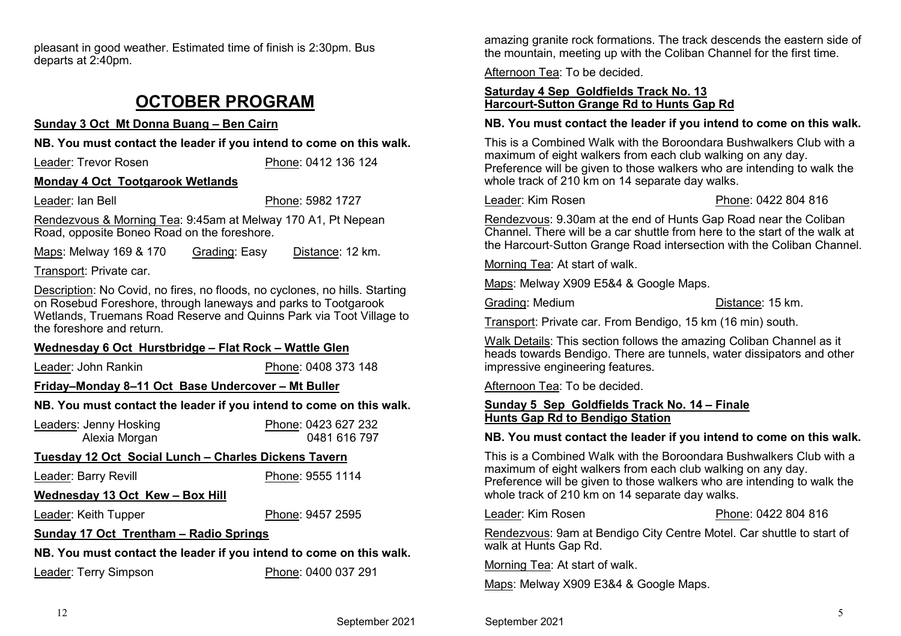pleasant in good weather. Estimated time of finish is 2:30pm. Bus departs at 2:40pm.

# OCTOBER PROGRAM

**Sunday 3 Oct Mt Donna Buang – Ben Cairn**

**NB. You must contact the leader if you intend to come on this walk.**

Leader: Trevor Rosen Phone: 0412 136 124

**Monday 4 Oct Tootgarook Wetlands**

Leader: Ian Bell Phone: 5982 1727

Rendezvous & Morning Tea: 9:45am at Melway 170 A1, Pt Nepean Road, opposite Boneo Road on the foreshore.

Maps: Melway 169 & 170 Grading: Easy Distance: 12 km.

Transport: Private car.

Description: No Covid, no fires, no floods, no cyclones, no hills. Starting on Rosebud Foreshore, through laneways and parks to Tootgarook Wetlands, Truemans Road Reserve and Quinns Park via Toot Village to the foreshore and return.

**Wednesday 6 Oct Hurstbridge – Flat Rock – Wattle Glen**

Leader: John Rankin Phone: 0408 373 148

**Friday–Monday 8–11 Oct Base Undercover – Mt Buller**

**NB. You must contact the leader if you intend to come on this walk.**

Leaders: Jenny Hosking Phone: 0423 627 232
Alexia Morgan 0481 616 797

**Tuesday 12 Oct Social Lunch – Charles Dickens Tavern**

Leader: Barry Revill Phone: 9555 1114

**Wednesday 13 Oct Kew – Box Hill**

Leader: Keith Tupper Phone: 9457 2595

**Sunday 17 Oct Trentham – Radio Springs**

**NB. You must contact the leader if you intend to come on this walk.**

Leader: Terry Simpson Phone: 0400 037 291

amazing granite rock formations. The track descends the eastern side of the mountain, meeting up with the Coliban Channel for the first time.

Afternoon Tea: To be decided.

**Saturday 4 Sep Goldfields Track No. 13**
**Harcourt-Sutton Grange Rd to Hunts Gap Rd**

**NB. You must contact the leader if you intend to come on this walk.**

This is a Combined Walk with the Boroondara Bushwalkers Club with a maximum of eight walkers from each club walking on any day. Preference will be given to those walkers who are intending to walk the whole track of 210 km on 14 separate day walks.

Leader: Kim Rosen Phone: 0422 804 816

Rendezvous: 9.30am at the end of Hunts Gap Road near the Coliban Channel. There will be a car shuttle from here to the start of the walk at the Harcourt-Sutton Grange Road intersection with the Coliban Channel.

Morning Tea: At start of walk.

Maps: Melway X909 E5&4 & Google Maps.

Grading: Medium Distance: 15 km.

Transport: Private car. From Bendigo, 15 km (16 min) south.

Walk Details: This section follows the amazing Coliban Channel as it heads towards Bendigo. There are tunnels, water dissipators and other impressive engineering features.

Afternoon Tea: To be decided.

**Sunday 5 Sep Goldfields Track No. 14 – Finale**
**Hunts Gap Rd to Bendigo Station**

**NB. You must contact the leader if you intend to come on this walk.**

This is a Combined Walk with the Boroondara Bushwalkers Club with a maximum of eight walkers from each club walking on any day. Preference will be given to those walkers who are intending to walk the whole track of 210 km on 14 separate day walks.

Leader: Kim Rosen Phone: 0422 804 816

Rendezvous: 9am at Bendigo City Centre Motel. Car shuttle to start of walk at Hunts Gap Rd.

Morning Tea: At start of walk.

Maps: Melway X909 E3&4 & Google Maps.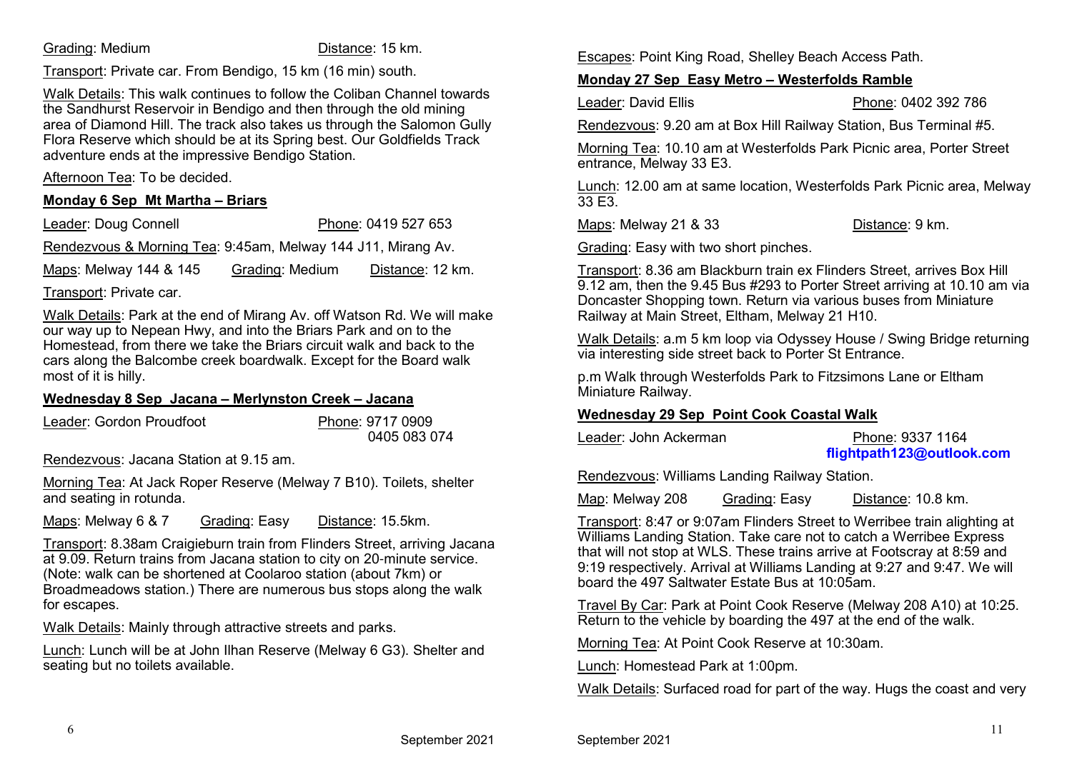Grading: Medium Distance: 15 km.

Transport: Private car. From Bendigo, 15 km (16 min) south.

Walk Details: This walk continues to follow the Coliban Channel towards the Sandhurst Reservoir in Bendigo and then through the old mining area of Diamond Hill. The track also takes us through the Salomon Gully Flora Reserve which should be at its Spring best. Our Goldfields Track adventure ends at the impressive Bendigo Station.

Afternoon Tea: To be decided.

**Monday 6 Sep Mt Martha – Briars**

Leader: Doug Connell Phone: 0419 527 653

Rendezvous & Morning Tea: 9:45am, Melway 144 J11, Mirang Av.

Maps: Melway 144 & 145 Grading: Medium Distance: 12 km.

Transport: Private car.

Walk Details: Park at the end of Mirang Av. off Watson Rd. We will make our way up to Nepean Hwy, and into the Briars Park and on to the Homestead, from there we take the Briars circuit walk and back to the cars along the Balcombe creek boardwalk. Except for the Board walk most of it is hilly.

**Wednesday 8 Sep Jacana – Merlynston Creek – Jacana**

Leader: Gordon Proudfoot Phone: 9717 0909
0405 083 074

Rendezvous: Jacana Station at 9.15 am.

Morning Tea: At Jack Roper Reserve (Melway 7 B10). Toilets, shelter and seating in rotunda.

Maps: Melway 6 & 7 Grading: Easy Distance: 15.5km.

Transport: 8.38am Craigieburn train from Flinders Street, arriving Jacana at 9.09. Return trains from Jacana station to city on 20-minute service. (Note: walk can be shortened at Coolaroo station (about 7km) or Broadmeadows station.) There are numerous bus stops along the walk for escapes.

Walk Details: Mainly through attractive streets and parks.

Lunch: Lunch will be at John Ilhan Reserve (Melway 6 G3). Shelter and seating but no toilets available.

Escapes: Point King Road, Shelley Beach Access Path.

**Monday 27 Sep Easy Metro – Westerfolds Ramble**

Leader: David Ellis Phone: 0402 392 786

Rendezvous: 9.20 am at Box Hill Railway Station, Bus Terminal #5.

Morning Tea: 10.10 am at Westerfolds Park Picnic area, Porter Street entrance, Melway 33 E3.

Lunch: 12.00 am at same location, Westerfolds Park Picnic area, Melway 33 E3.

Maps: Melway 21 & 33 Distance: 9 km.

Grading: Easy with two short pinches.

Transport: 8.36 am Blackburn train ex Flinders Street, arrives Box Hill 9.12 am, then the 9.45 Bus #293 to Porter Street arriving at 10.10 am via Doncaster Shopping town. Return via various buses from Miniature Railway at Main Street, Eltham, Melway 21 H10.

Walk Details: a.m 5 km loop via Odyssey House / Swing Bridge returning via interesting side street back to Porter St Entrance.

p.m Walk through Westerfolds Park to Fitzsimons Lane or Eltham Miniature Railway.

**Wednesday 29 Sep Point Cook Coastal Walk**

Leader: John Ackerman Phone: 9337 1164
**flightpath123@outlook.com**

Rendezvous: Williams Landing Railway Station.

Map: Melway 208 Grading: Easy Distance: 10.8 km.

Transport: 8:47 or 9:07am Flinders Street to Werribee train alighting at Williams Landing Station. Take care not to catch a Werribee Express that will not stop at WLS. These trains arrive at Footscray at 8:59 and 9:19 respectively. Arrival at Williams Landing at 9:27 and 9:47. We will board the 497 Saltwater Estate Bus at 10:05am.

Travel By Car: Park at Point Cook Reserve (Melway 208 A10) at 10:25. Return to the vehicle by boarding the 497 at the end of the walk.

Morning Tea: At Point Cook Reserve at 10:30am.

Lunch: Homestead Park at 1:00pm.

Walk Details: Surfaced road for part of the way. Hugs the coast and very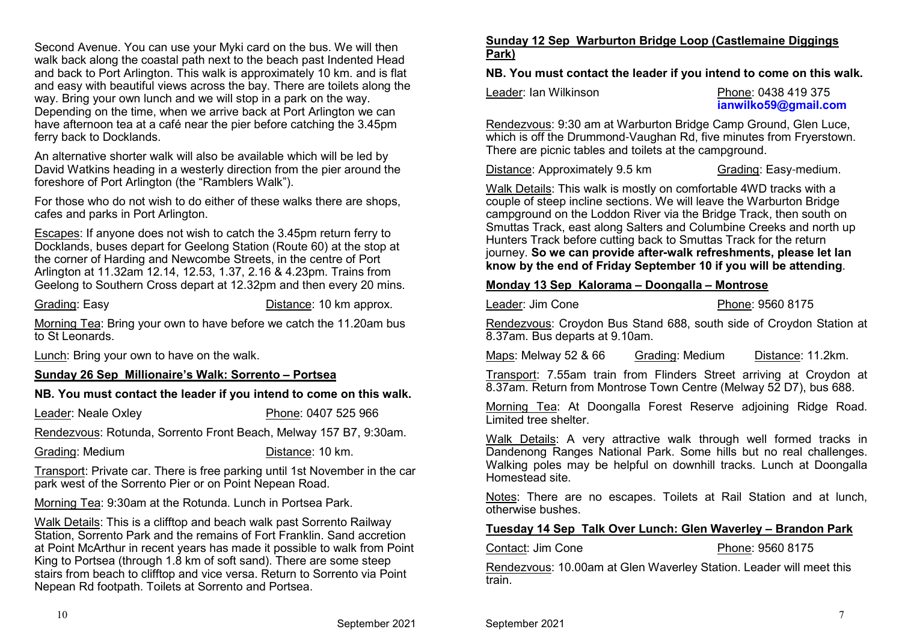Second Avenue. You can use your Myki card on the bus. We will then walk back along the coastal path next to the beach past Indented Head and back to Port Arlington. This walk is approximately 10 km. and is flat and easy with beautiful views across the bay. There are toilets along the way. Bring your own lunch and we will stop in a park on the way. Depending on the time, when we arrive back at Port Arlington we can have afternoon tea at a café near the pier before catching the 3.45pm ferry back to Docklands.

An alternative shorter walk will also be available which will be led by David Watkins heading in a westerly direction from the pier around the foreshore of Port Arlington (the "Ramblers Walk").

For those who do not wish to do either of these walks there are shops, cafes and parks in Port Arlington.

Escapes: If anyone does not wish to catch the 3.45pm return ferry to Docklands, buses depart for Geelong Station (Route 60) at the stop at the corner of Harding and Newcombe Streets, in the centre of Port Arlington at 11.32am 12.14, 12.53, 1.37, 2.16 & 4.23pm. Trains from Geelong to Southern Cross depart at 12.32pm and then every 20 mins.

Grading: Easy     Distance: 10 km approx.

Morning Tea: Bring your own to have before we catch the 11.20am bus to St Leonards.

Lunch: Bring your own to have on the walk.

## Sunday 26 Sep  Millionaire's Walk: Sorrento – Portsea

**NB. You must contact the leader if you intend to come on this walk.**

Leader: Neale Oxley     Phone: 0407 525 966

Rendezvous: Rotunda, Sorrento Front Beach, Melway 157 B7, 9:30am.

Grading: Medium     Distance: 10 km.

Transport: Private car. There is free parking until 1st November in the car park west of the Sorrento Pier or on Point Nepean Road.

Morning Tea: 9:30am at the Rotunda. Lunch in Portsea Park.

Walk Details: This is a clifftop and beach walk past Sorrento Railway Station, Sorrento Park and the remains of Fort Franklin. Sand accretion at Point McArthur in recent years has made it possible to walk from Point King to Portsea (through 1.8 km of soft sand). There are some steep stairs from beach to clifftop and vice versa. Return to Sorrento via Point Nepean Rd footpath. Toilets at Sorrento and Portsea.

## Sunday 12 Sep  Warburton Bridge Loop (Castlemaine Diggings Park)

**NB. You must contact the leader if you intend to come on this walk.**

Leader: Ian Wilkinson     Phone: 0438 419 375 **ianwilko59@gmail.com**

Rendezvous: 9:30 am at Warburton Bridge Camp Ground, Glen Luce, which is off the Drummond-Vaughan Rd, five minutes from Fryerstown. There are picnic tables and toilets at the campground.

Distance: Approximately 9.5 km     Grading: Easy-medium.

Walk Details: This walk is mostly on comfortable 4WD tracks with a couple of steep incline sections. We will leave the Warburton Bridge campground on the Loddon River via the Bridge Track, then south on Smuttas Track, east along Salters and Columbine Creeks and north up Hunters Track before cutting back to Smuttas Track for the return journey. **So we can provide after-walk refreshments, please let Ian know by the end of Friday September 10 if you will be attending**.

## Monday 13 Sep  Kalorama – Doongalla – Montrose

Leader: Jim Cone     Phone: 9560 8175

Rendezvous: Croydon Bus Stand 688, south side of Croydon Station at 8.37am. Bus departs at 9.10am.

Maps: Melway 52 & 66     Grading: Medium     Distance: 11.2km.

Transport: 7.55am train from Flinders Street arriving at Croydon at 8.37am. Return from Montrose Town Centre (Melway 52 D7), bus 688.

Morning Tea: At Doongalla Forest Reserve adjoining Ridge Road. Limited tree shelter.

Walk Details: A very attractive walk through well formed tracks in Dandenong Ranges National Park. Some hills but no real challenges. Walking poles may be helpful on downhill tracks. Lunch at Doongalla Homestead site.

Notes: There are no escapes. Toilets at Rail Station and at lunch, otherwise bushes.

## Tuesday 14 Sep  Talk Over Lunch: Glen Waverley – Brandon Park

Contact: Jim Cone     Phone: 9560 8175

Rendezvous: 10.00am at Glen Waverley Station. Leader will meet this train.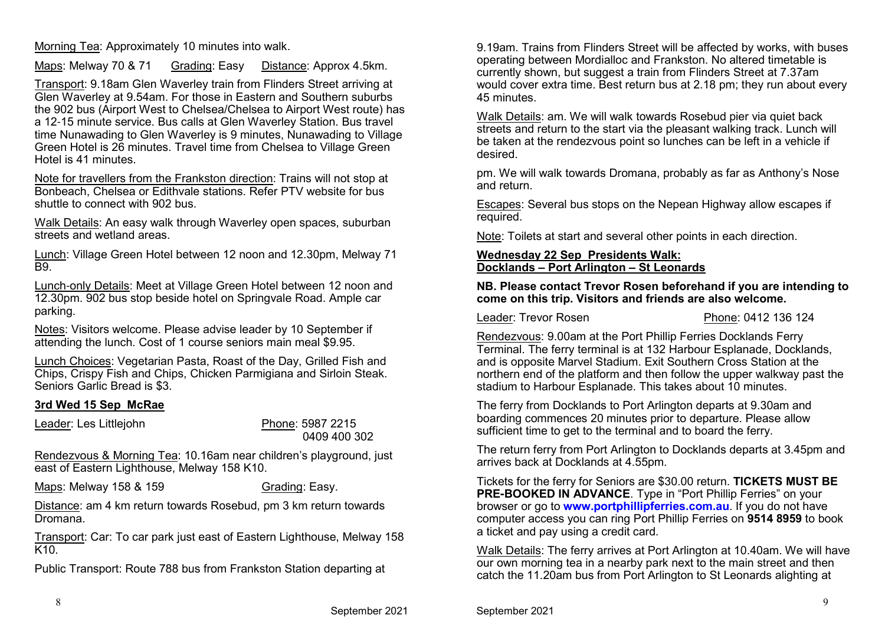Morning Tea: Approximately 10 minutes into walk.

Maps: Melway 70 & 71  Grading: Easy  Distance: Approx 4.5km.

Transport: 9.18am Glen Waverley train from Flinders Street arriving at Glen Waverley at 9.54am. For those in Eastern and Southern suburbs the 902 bus (Airport West to Chelsea/Chelsea to Airport West route) has a 12-15 minute service. Bus calls at Glen Waverley Station. Bus travel time Nunawading to Glen Waverley is 9 minutes, Nunawading to Village Green Hotel is 26 minutes. Travel time from Chelsea to Village Green Hotel is 41 minutes.

Note for travellers from the Frankston direction: Trains will not stop at Bonbeach, Chelsea or Edithvale stations. Refer PTV website for bus shuttle to connect with 902 bus.

Walk Details: An easy walk through Waverley open spaces, suburban streets and wetland areas.

Lunch: Village Green Hotel between 12 noon and 12.30pm, Melway 71 B9.

Lunch-only Details: Meet at Village Green Hotel between 12 noon and 12.30pm. 902 bus stop beside hotel on Springvale Road. Ample car parking.

Notes: Visitors welcome. Please advise leader by 10 September if attending the lunch. Cost of 1 course seniors main meal $9.95.

Lunch Choices: Vegetarian Pasta, Roast of the Day, Grilled Fish and Chips, Crispy Fish and Chips, Chicken Parmigiana and Sirloin Steak. Seniors Garlic Bread is $3.

**3rd Wed 15 Sep McRae**

Leader: Les Littlejohn  Phone: 5987 2215, 0409 400 302

Rendezvous & Morning Tea: 10.16am near children's playground, just east of Eastern Lighthouse, Melway 158 K10.

Maps: Melway 158 & 159  Grading: Easy.

Distance: am 4 km return towards Rosebud, pm 3 km return towards Dromana.

Transport: Car: To car park just east of Eastern Lighthouse, Melway 158 K10.

Public Transport: Route 788 bus from Frankston Station departing at 9.19am. Trains from Flinders Street will be affected by works, with buses operating between Mordialloc and Frankston. No altered timetable is currently shown, but suggest a train from Flinders Street at 7.37am would cover extra time. Best return bus at 2.18 pm; they run about every 45 minutes.

Walk Details: am. We will walk towards Rosebud pier via quiet back streets and return to the start via the pleasant walking track. Lunch will be taken at the rendezvous point so lunches can be left in a vehicle if desired.

pm. We will walk towards Dromana, probably as far as Anthony's Nose and return.

Escapes: Several bus stops on the Nepean Highway allow escapes if required.

Note: Toilets at start and several other points in each direction.

**Wednesday 22 Sep Presidents Walk:**
**Docklands – Port Arlington – St Leonards**

**NB. Please contact Trevor Rosen beforehand if you are intending to come on this trip. Visitors and friends are also welcome.**

Leader: Trevor Rosen  Phone: 0412 136 124

Rendezvous: 9.00am at the Port Phillip Ferries Docklands Ferry Terminal. The ferry terminal is at 132 Harbour Esplanade, Docklands, and is opposite Marvel Stadium. Exit Southern Cross Station at the northern end of the platform and then follow the upper walkway past the stadium to Harbour Esplanade. This takes about 10 minutes.

The ferry from Docklands to Port Arlington departs at 9.30am and boarding commences 20 minutes prior to departure. Please allow sufficient time to get to the terminal and to board the ferry.

The return ferry from Port Arlington to Docklands departs at 3.45pm and arrives back at Docklands at 4.55pm.

Tickets for the ferry for Seniors are $30.00 return. **TICKETS MUST BE PRE-BOOKED IN ADVANCE**. Type in "Port Phillip Ferries" on your browser or go to **www.portphillipferries.com.au**. If you do not have computer access you can ring Port Phillip Ferries on **9514 8959** to book a ticket and pay using a credit card.

Walk Details: The ferry arrives at Port Arlington at 10.40am. We will have our own morning tea in a nearby park next to the main street and then catch the 11.20am bus from Port Arlington to St Leonards alighting at